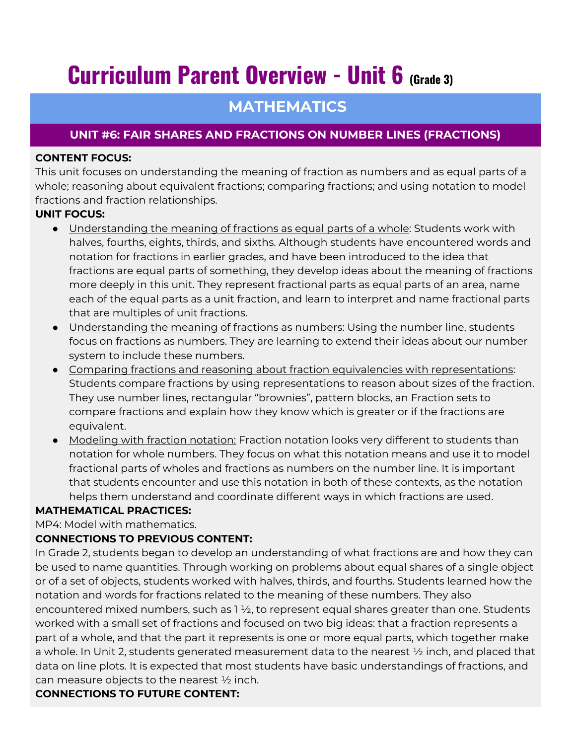# Curriculum Parent Overview - Unit 6 (Grade 3)

## MATHEMATICS

### UNIT #6: FAIR SHARES AND FRACTIONS ON NUMBER LINES (FRACTIONS)

**CONTENT FOCUS:**

This unit focuses on understanding the meaning of fraction as numbers and as equal parts of a whole; reasoning about equivalent fractions; comparing fractions; and using notation to model fractions and fraction relationships.

**UNIT FOCUS:**

- Understanding the meaning of fractions as equal parts of a whole: Students work with halves, fourths, eights, thirds, and sixths. Although students have encountered words and notation for fractions in earlier grades, and have been introduced to the idea that fractions are equal parts of something, they develop ideas about the meaning of fractions more deeply in this unit. They represent fractional parts as equal parts of an area, name each of the equal parts as a unit fraction, and learn to interpret and name fractional parts that are multiples of unit fractions.
- Understanding the meaning of fractions as numbers: Using the number line, students focus on fractions as numbers. They are learning to extend their ideas about our number system to include these numbers.
- Comparing fractions and reasoning about fraction equivalencies with representations: Students compare fractions by using representations to reason about sizes of the fraction. They use number lines, rectangular "brownies", pattern blocks, an Fraction sets to compare fractions and explain how they know which is greater or if the fractions are equivalent.
- Modeling with fraction notation: Fraction notation looks very different to students than notation for whole numbers. They focus on what this notation means and use it to model fractional parts of wholes and fractions as numbers on the number line. It is important that students encounter and use this notation in both of these contexts, as the notation helps them understand and coordinate different ways in which fractions are used.

**MATHEMATICAL PRACTICES:**

MP4: Model with mathematics.

**CONNECTIONS TO PREVIOUS CONTENT:**

In Grade 2, students began to develop an understanding of what fractions are and how they can be used to name quantities. Through working on problems about equal shares of a single object or of a set of objects, students worked with halves, thirds, and fourths. Students learned how the notation and words for fractions related to the meaning of these numbers. They also encountered mixed numbers, such as 1 ½, to represent equal shares greater than one. Students worked with a small set of fractions and focused on two big ideas: that a fraction represents a part of a whole, and that the part it represents is one or more equal parts, which together make a whole. In Unit 2, students generated measurement data to the nearest ½ inch, and placed that data on line plots. It is expected that most students have basic understandings of fractions, and can measure objects to the nearest ½ inch.

**CONNECTIONS TO FUTURE CONTENT:**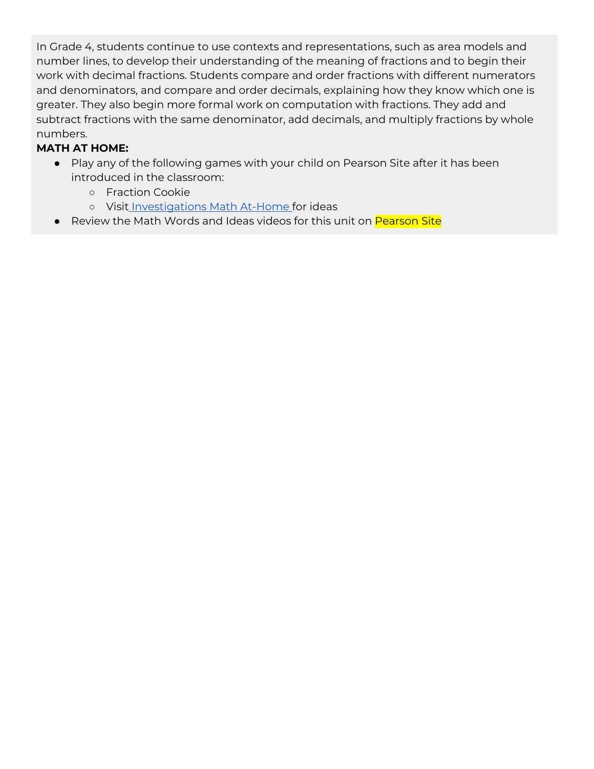In Grade 4, students continue to use contexts and representations, such as area models and number lines, to develop their understanding of the meaning of fractions and to begin their work with decimal fractions. Students compare and order fractions with different numerators and denominators, and compare and order decimals, explaining how they know which one is greater. They also begin more formal work on computation with fractions. They add and subtract fractions with the same denominator, add decimals, and multiply fractions by whole numbers.

**MATH AT HOME:**

- Play any of the following games with your child on Pearson Site after it has been introduced in the classroom:
  - Fraction Cookie
  - Visit Investigations Math At-Home for ideas
- Review the Math Words and Ideas videos for this unit on Pearson Site